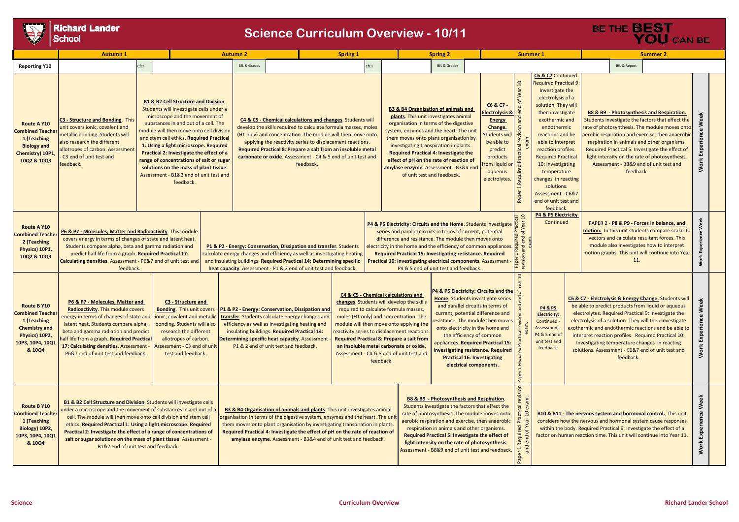# Richard Lander School

## Science Curriculum Overview - 10/11

BE THE BEST YOU CAN BE

| | Autumn 1 | Autumn 2 | Spring 1 | Spring 2 | Summer 1 | Summer 2 | |
|---|---|---|---|---|---|---|---|
| **Reporting Y10** | CfCs | BfL & Grades | CfCs | BfL & Grades | | BfL & Report | |
| **Route A Y10 Combined Teacher 1 (Teaching Biology and Chemistry) 10P1, 10Q2 & 10Q3** | **C3 - Structure and Bonding**. This unit covers ionic, covalent and metallic bonding. Students will also research the different allotropes of carbon. Assessment - C3 end of unit test and feedback. **B1 & B2 Cell Structure and Division**. Students will investigate cells under a microscope and the movement of substances in and out of a cell. The module will then move onto cell division and stem cell ethics. **Required Practical 1: Using a light microscope. Required Practical 2: Investigate the effect of a range of concentrations of salt or sugar solutions on the mass of plant tissue**. Assessment - B1&2 end of unit test and feedback. | **C4 & C5 - Chemical calculations and changes**. Students will develop the skills required to calculate formula masses, moles (HT only) and concentration. The module will then move onto applying the reactivity series to displacement reactions. **Required Practical 8: Prepare a salt from an insoluble metal carbonate or oxide**. Assessment - C4 & 5 end of unit test and feedback. | | **B3 & B4 Organisation of animals and plants**. This unit investigates animal organisation in terms of the digestive system, enzymes and the heart. The unit them moves onto plant organisation by investigating transpiration in plants. **Required Practical 4: Investigate the effect of pH on the rate of reaction of amylase enzyme**. Assessment - B3&4 end of unit test and feedback. **C6 & C7 - Electrolysis & Energy Change.** Students will be able to predict products from liquid or aqueous electrolytes. | Paper 1 Required Practical revision and end of Year 10 exam. **C6 & C7** Continued: Required Practical 9: Investigate the electrolysis of a solution. They will then investigate exothermic and endothermic reactions and be able to interpret reaction profiles. Required Practical 10: Investigating temperature changes in reacting solutions. Assessment - C6&7 end of unit test and feedback. | **B8 & B9 - Photosynthesis and Respiration.** Students investigate the factors that effect the rate of photosynthesis. The module moves onto aerobic respiration and exercise, then anaerobic respiration in animals and other organisms. Required Practical 5: Investigate the effect of light intensity on the rate of photosynthesis. Assessment - B8&9 end of unit test and feedback. | Work Experience Week |
| **Route A Y10 Combined Teacher 2 (Teaching Physics) 10Q2 & 10Q3** | **P6 & P7 - Molecules, Matter and Radioactivity**. This module covers energy in terms of changes of state and latent heat. Students compare alpha, beta and gamma radiation and predict half life from a graph. **Required Practical 17: Calculating densities**. Assessment - P6&7 end of unit test and feedback. | **P1 & P2 - Energy: Conservation, Dissipation and transfer**. Students calculate energy changes and efficiency as well as investigating heating and insulating buildings. **Required Practical 14: Determining specific heat capacity**. Assessment - P1 & 2 end of unit test and feedback. | | **P4 & P5 Electricity: Circuits and the Home**. Students investigate series and parallel circuits in terms of current, potential difference and resistance. The module then moves onto electricity in the home and the efficiency of common appliances. **Required Practical 15: Investigating resistance. Required Practical 16: Investigating electrical components**. Assessment - P4 & 5 end of unit test and feedback. | Paper 1 Required Practical revision and end of Year 10 exam. **P4 & P5 Electricity** Continued | PAPER 2 - **P8 & P9 - Forces in balance, and motion.** In this unit students compare scalar to vectors and calculate resultant forces. This module also investigates how to interpret motion graphs. This unit will continue into Year 11. | Work Experience Week |
| **Route B Y10 Combined Teacher 1 (Teaching Chemistry and Physics) 10P2, 10P3, 10P4, 10Q1 & 10Q4** | **P6 & P7 - Molecules, Matter and Radioactivity**. This module covers energy in terms of changes of state and latent heat. Students compare alpha, beta and gamma radiation and predict half life from a graph. **Required Practical 17: Calculating densities**. Assessment - P6&7 end of unit test and feedback. **C3 - Structure and Bonding**. This unit covers ionic, covalent and metallic bonding. Students will also research the different allotropes of carbon. Assessment - C3 end of unit test and feedback. | **P1 & P2 - Energy: Conservation, Dissipation and transfer**. Students calculate energy changes and efficiency as well as investigating heating and insulating buildings. **Required Practical 14: Determining specific heat capacity**. Assessment - P1 & 2 end of unit test and feedback. | **C4 & C5 - Chemical calculations and changes**. Students will develop the skills required to calculate formula masses, moles (HT only) and concentration. The module will then move onto applying the reactivity series to displacement reactions. **Required Practical 8: Prepare a salt from an insoluble metal carbonate or oxide**. Assessment - C4 & 5 end of unit test and feedback. | **P4 & P5 Electricity: Circuits and the Home**. Students investigate series and parallel circuits in terms of current, potential difference and resistance. The module then moves onto electricity in the home and the efficiency of common appliances. **Required Practical 15: Investigating resistance. Required Practical 16: Investigating electrical components**. | Paper 1 Required Practical revision and end of Year 10 exam. **P4 & P5 Electricity:** Continued - Assessment - P4 & 5 end of unit test and feedback. | **C6 & C7 - Electrolysis & Energy Change.** Students will be able to predict products from liquid or aqueous electrolytes. Required Practical 9: Investigate the electrolysis of a solution. They will then investigate exothermic and endothermic reactions and be able to interpret reaction profiles. Required Practical 10: Investigating temperature changes in reacting solutions. Assessment - C6&7 end of unit test and feedback. | Work Experience Week |
| **Route B Y10 Combined Teacher 1 (Teaching Biology) 10P2, 10P3, 10P4, 10Q1 & 10Q4** | **B1 & B2 Cell Structure and Division**. Students will investigate cells under a microscope and the movement of substances in and out of a cell. The module will then move onto cell division and stem cell ethics. **Required Practical 1: Using a light microscope. Required Practical 2: Investigate the effect a range of concentrations of salt or sugar solutions on the mass of plant tissue**. Assessment - B1&2 end of unit test and feedback. | **B3 & B4 Organisation of animals and plants**. This unit investigates animal organisation in terms of the digestive system, enzymes and the heart. The unit them moves onto plant organisation by investigating transpiration in plants. **Required Practical 4: Investigate the effect of pH on the rate of reaction of amylase enzyme**. Assessment - B3&4 end of unit test and feedback. | | **B8 & B9 - Photosynthesis and Respiration**. Students investigate the factors that effect the rate of photosynthesis. The module moves onto aerobic respiration and exercise, then anaerobic respiration in animals and other organisms. **Required Practical 5: Investigate the effect of light intensity on the rate of photosynthesis**. Assessment - B8&9 end of unit test and feedback. | Paper 1 Required Practical revision and end of Year 10 exam. | **B10 & B11 - The nervous system and hormonal control.** This unit considers how the nervous and hormonal system cause responses within the body. Required Practical 6: Investigate the effect of a factor on human reaction time. This unit will continue into Year 11. | Work Experience Week |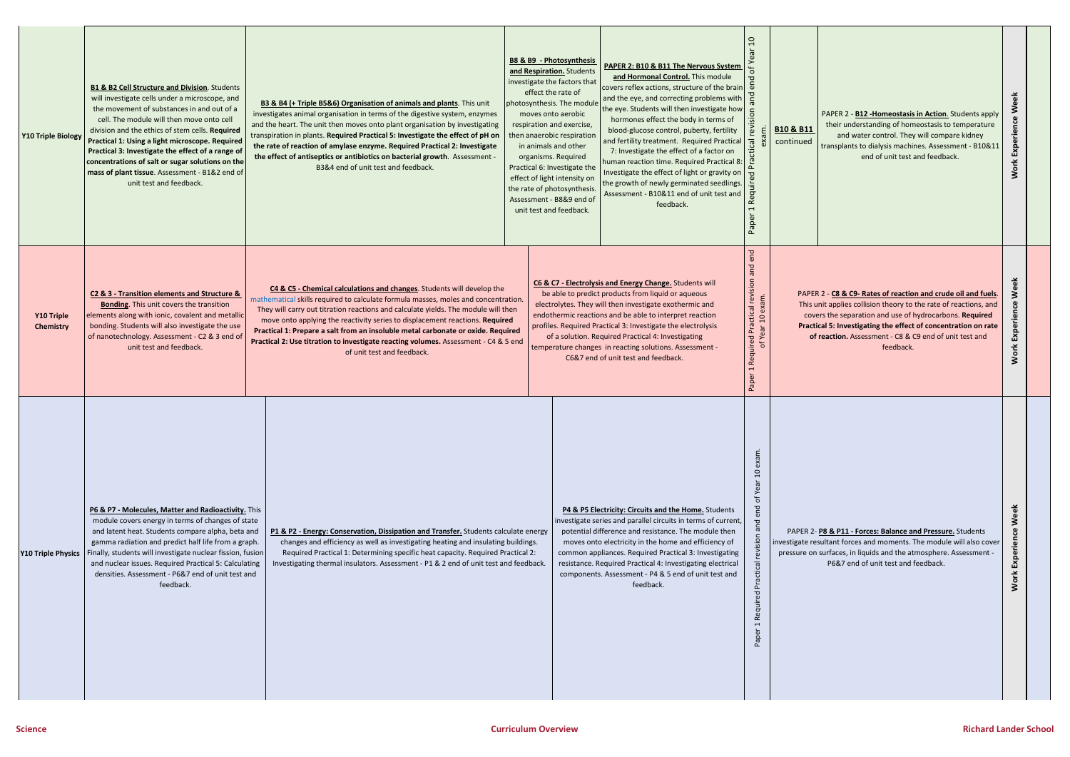| | | | | | | | | |
|---|---|---|---|---|---|---|---|---|
| **Y10 Triple Biology** | **B1 & B2 Cell Structure and Division**. Students will investigate cells under a microscope, and the movement of substances in and out of a cell. The module will then move onto cell division and the ethics of stem cells. **Required Practical 1: Using a light microscope. Required Practical 3: Investigate the effect of a range of concentrations of salt or sugar solutions on the mass of plant tissue**. Assessment - B1&2 end of unit test and feedback. | **B3 & B4 (+ Triple B5&6) Organisation of animals and plants**. This unit investigates animal organisation in terms of the digestive system, enzymes and the heart. The unit then moves onto plant organisation by investigating transpiration in plants. **Required Practical 5: Investigate the effect of pH on the rate of reaction of amylase enzyme. Required Practical 2: Investigate the effect of antiseptics or antibiotics on bacterial growth**. Assessment - B3&4 end of unit test and feedback. | **B8 & B9 - Photosynthesis and Respiration.** Students investigate the factors that effect the rate of photosynthesis. The module moves onto aerobic respiration and exercise, then anaerobic respiration in animals and other organisms. Required Practical 6: Investigate the effect of light intensity on the rate of photosynthesis. Assessment - B8&9 end of unit test and feedback. | **PAPER 2: B10 & B11 The Nervous System and Hormonal Control.** This module covers reflex actions, structure of the brain and the eye, and correcting problems with the eye. Students will then investigate how hormones effect the body in terms of blood-glucose control, puberty, fertility and fertility treatment. Required Practical 7: Investigate the effect of a factor on human reaction time. Required Practical 8: Investigate the effect of light or gravity on the growth of newly germinated seedlings. Assessment - B10&11 end of unit test and feedback. | Paper 1 Required Practical revision and end of Year 10 exam. | **B10 & B11** continued | PAPER 2 - **B12 -Homeostasis in Action**. Students apply their understanding of homeostasis to temperature and water control. They will compare kidney transplants to dialysis machines. Assessment - B10&11 end of unit test and feedback. | **Work Experience Week** |
| **Y10 Triple Chemistry** | **C2 & 3 - Transition elements and Structure & Bonding**. This unit covers the transition elements along with ionic, covalent and metallic bonding. Students will also investigate the use of nanotechnology. Assessment - C2 & 3 end of unit test and feedback. | **C4 & C5 - Chemical calculations and changes**. Students will develop the mathematical skills required to calculate formula masses, moles and concentration. They will carry out titration reactions and calculate yields. The module will then move onto applying the reactivity series to displacement reactions. **Required Practical 1: Prepare a salt from an insoluble metal carbonate or oxide. Required Practical 2: Use titration to investigate reacting volumes.** Assessment - C4 & 5 end of unit test and feedback. | | **C6 & C7 - Electrolysis and Energy Change.** Students will be able to predict products from liquid or aqueous electrolytes. They will then investigate exothermic and endothermic reactions and be able to interpret reaction profiles. Required Practical 3: Investigate the electrolysis of a solution. Required Practical 4: Investigating temperature changes in reacting solutions. Assessment - C6&7 end of unit test and feedback. | Paper 1 Required Practical revision and end of Year 10 exam. | | PAPER 2 - **C8 & C9- Rates of reaction and crude oil and fuels**. This unit applies collision theory to the rate of reactions, and covers the separation and use of hydrocarbons. **Required Practical 5: Investigating the effect of concentration on rate of reaction.** Assessment - C8 & C9 end of unit test and feedback. | **Work Experience Week** |
| **Y10 Triple Physics** | **P6 & P7 - Molecules, Matter and Radioactivity.** This module covers energy in terms of changes of state and latent heat. Students compare alpha, beta and gamma radiation and predict half life from a graph. Finally, students will investigate nuclear fission, fusion and nuclear issues. Required Practical 5: Calculating densities. Assessment - P6&7 end of unit test and feedback. | **P1 & P2 - Energy: Conservation, Dissipation and Transfer.** Students calculate energy changes and efficiency as well as investigating heating and insulating buildings. Required Practical 1: Determining specific heat capacity. Required Practical 2: Investigating thermal insulators. Assessment - P1 & 2 end of unit test and feedback. | | **P4 & P5 Electricity: Circuits and the Home.** Students investigate series and parallel circuits in terms of current, potential difference and resistance. The module then moves onto electricity in the home and efficiency of common appliances. Required Practical 3: Investigating resistance. Required Practical 4: Investigating electrical components. Assessment - P4 & 5 end of unit test and feedback. | Paper 1 Required Practical revision and end of Year 10 exam. | | PAPER 2- **P8 & P11 - Forces: Balance and Pressure.** Students investigate resultant forces and moments. The module will also cover pressure on surfaces, in liquids and the atmosphere. Assessment - P6&7 end of unit test and feedback. | **Work Experience Week** |

Science | Curriculum Overview | Richard Lander School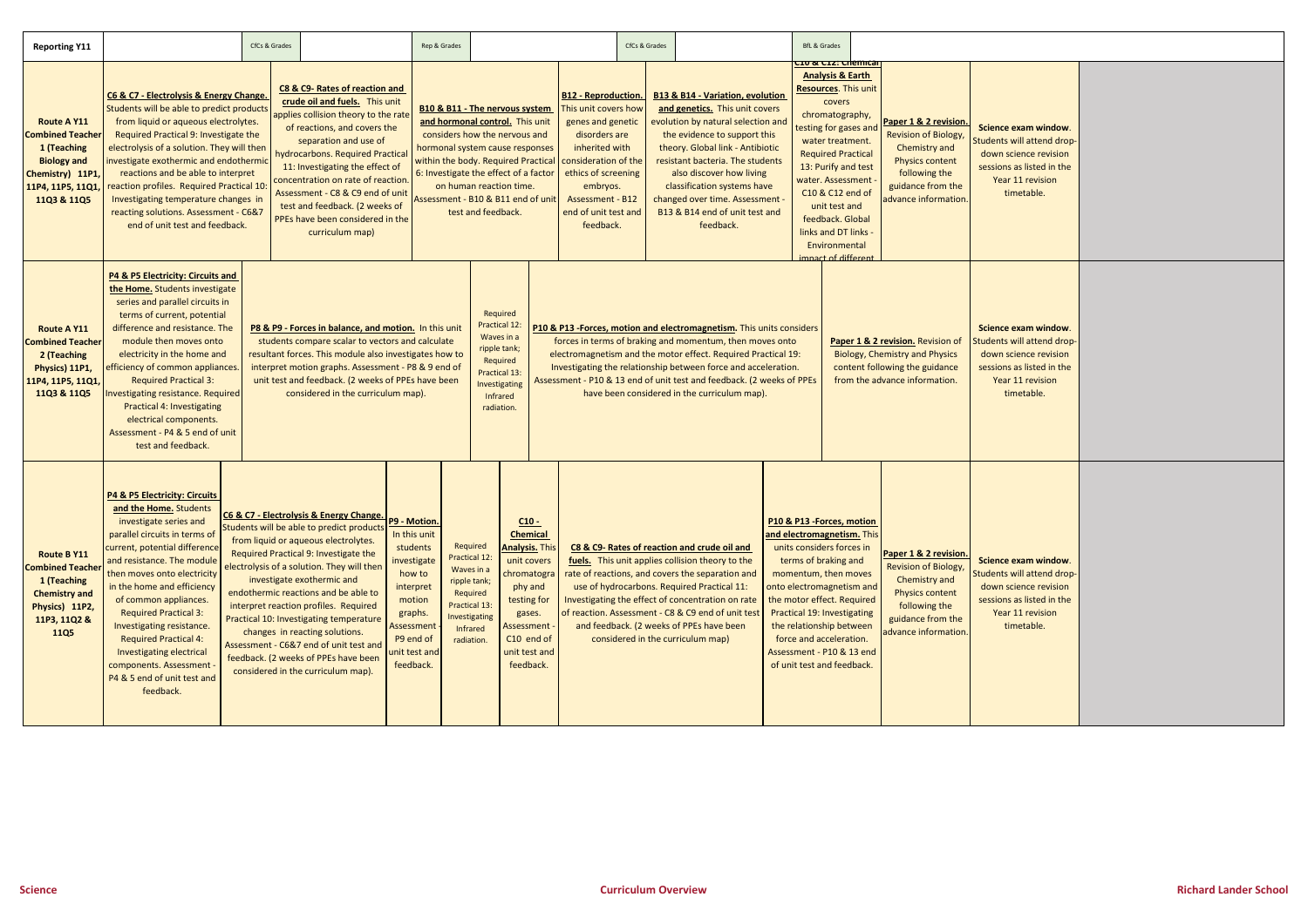| Reporting Y11 | CfCs & Grades | Rep & Grades | CfCs & Grades | BfL & Grades | | |
|---|---|---|---|---|---|---|
| **Route A Y11 Combined Teacher 1 (Teaching Biology and Chemistry) 11P1, 11P4, 11P5, 11Q1, 11Q3 & 11Q5** | **C6 & C7 - Electrolysis & Energy Change.** Students will be able to predict products from liquid or aqueous electrolytes. Required Practical 9: Investigate the electrolysis of a solution. They will then investigate exothermic and endothermic reactions and be able to interpret reaction profiles. Required Practical 10: Investigating temperature changes in reacting solutions. Assessment - C6&7 end of unit test and feedback. **C8 & C9- Rates of reaction and crude oil and fuels.** This unit applies collision theory to the rate of reactions, and covers the separation and use of hydrocarbons. Required Practical 11: Investigating the effect of concentration on rate of reaction. Assessment - C8 & C9 end of unit test and feedback. (2 weeks of PPEs have been considered in the curriculum map) | **B10 & B11 - The nervous system and hormonal control.** This unit considers how the nervous and hormonal system cause responses within the body. Required Practical 6: Investigate the effect of a factor on human reaction time. Assessment - B10 & B11 end of unit test and feedback. | **B12 - Reproduction.** This unit covers how genes and genetic disorders are inherited with consideration of the ethics of screening embryos. Assessment - B12 end of unit test and feedback. **B13 & B14 - Variation, evolution and genetics.** This unit covers evolution by natural selection and the evidence to support this theory. Global link - Antibiotic resistant bacteria. The students also discover how living classification systems have changed over time. Assessment - B13 & B14 end of unit test and feedback. | **C10 & C12: Chemical Analysis & Earth Resources.** This unit covers chromatography, testing for gases and water treatment. Required Practical 13: Purify and test water. Assessment - C10 & C12 end of unit test and feedback. Global links and DT links - Environmental impact of different | **Paper 1 & 2 revision.** Revision of Biology, Chemistry and Physics content following the guidance from the advance information. | **Science exam window.** Students will attend drop-down science revision sessions as listed in the Year 11 revision timetable. |
| **Route A Y11 Combined Teacher 2 (Teaching Physics) 11P1, 11P4, 11P5, 11Q1, 11Q3 & 11Q5** | **P4 & P5 Electricity: Circuits and the Home.** Students investigate series and parallel circuits in terms of current, potential difference and resistance. The module then moves onto electricity in the home and efficiency of common appliances. Required Practical 3: Investigating resistance. Required Practical 4: Investigating electrical components. Assessment - P4 & 5 end of unit test and feedback. **P8 & P9 - Forces in balance, and motion.** In this unit students compare scalar to vectors and calculate resultant forces. This module also investigates how to interpret motion graphs. Assessment - P8 & 9 end of unit test and feedback. (2 weeks of PPEs have been considered in the curriculum map). | Required Practical 12: Waves in a ripple tank; Required Practical 13: Investigating Infrared radiation. | **P10 & P13 -Forces, motion and electromagnetism.** This units considers forces in terms of braking and momentum, then moves onto electromagnetism and the motor effect. Required Practical 19: Investigating the relationship between force and acceleration. Assessment - P10 & 13 end of unit test and feedback. (2 weeks of PPEs have been considered in the curriculum map). | | **Paper 1 & 2 revision.** Revision of Biology, Chemistry and Physics content following the guidance from the advance information. | **Science exam window.** Students will attend drop-down science revision sessions as listed in the Year 11 revision timetable. |
| **Route B Y11 Combined Teacher 1 (Teaching Chemistry and Physics) 11P2, 11P3, 11Q2 & 11Q5** | **P4 & P5 Electricity: Circuits and the Home.** Students investigate series and parallel circuits in terms of current, potential difference and resistance. The module then moves onto electricity in the home and efficiency of common appliances. Required Practical 3: Investigating resistance. Required Practical 4: Investigating electrical components. Assessment - P4 & 5 end of unit test and feedback. **C6 & C7 - Electrolysis & Energy Change.** Students will be able to predict products from liquid or aqueous electrolytes. Required Practical 9: Investigate the electrolysis of a solution. They will then investigate exothermic and endothermic reactions and be able to interpret reaction profiles. Required Practical 10: Investigating temperature changes in reacting solutions. Assessment - C6&7 end of unit test and feedback. (2 weeks of PPEs have been considered in the curriculum map). | **P9 - Motion.** In this unit students investigate how to interpret motion graphs. Assessment - P9 end of unit test and feedback. Required Practical 12: Waves in a ripple tank; Required Practical 13: Investigating Infrared radiation. **C10 - Chemical Analysis.** This unit covers chromatography and testing for gases. Assessment - C10 end of unit test and feedback. | **C8 & C9- Rates of reaction and crude oil and fuels.** This unit applies collision theory to the rate of reactions, and covers the separation and use of hydrocarbons. Required Practical 11: Investigating the effect of concentration on rate of reaction. Assessment - C8 & C9 end of unit test and feedback. (2 weeks of PPEs have been considered in the curriculum map) | **P10 & P13 -Forces, motion and electromagnetism.** This units considers forces in terms of braking and momentum, then moves onto electromagnetism and the motor effect. Required Practical 19: Investigating the relationship between force and acceleration. Assessment - P10 & 13 end of unit test and feedback. | **Paper 1 & 2 revision.** Revision of Biology, Chemistry and Physics content following the guidance from the advance information. | **Science exam window.** Students will attend drop-down science revision sessions as listed in the Year 11 revision timetable. |

Science — Curriculum Overview — Richard Lander School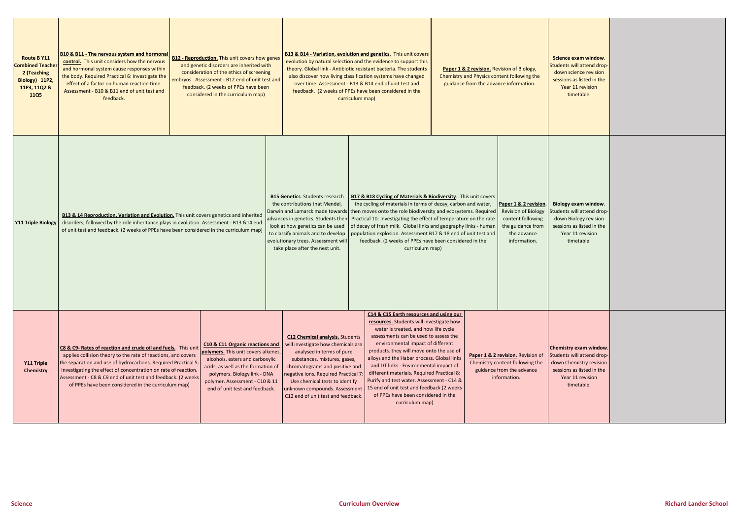| | | | | | | |
|---|---|---|---|---|---|---|
| **Route B Y11 Combined Teacher 2 (Teaching Biology) 11P2, 11P3, 11Q2 & 11Q5** | **B10 & B11 - The nervous system and hormonal control.** This unit considers how the nervous and hormonal system cause responses within the body. Required Practical 6: Investigate the effect of a factor on human reaction time. Assessment - B10 & B11 end of unit test and feedback. | **B12 - Reproduction.** This unit covers how genes and genetic disorders are inherited with consideration of the ethics of screening embryos. Assessment - B12 end of unit test and feedback. (2 weeks of PPEs have been considered in the curriculum map) | **B13 & B14 - Variation, evolution and genetics.** This unit covers evolution by natural selection and the evidence to support this theory. Global link - Antibiotic resistant bacteria. The students also discover how living classification systems have changed over time. Assessment - B13 & B14 end of unit test and feedback. (2 weeks of PPEs have been considered in the curriculum map) | | **Paper 1 & 2 revision.** Revision of Biology, Chemistry and Physics content following the guidance from the advance information. | **Science exam window**. Students will attend drop-down science revision sessions as listed in the Year 11 revision timetable. |
| **Y11 Triple Biology** | **B13 & 14 Reproduction, Variation and Evolution.** This unit covers genetics and inherited disorders, followed by the role inheritance plays in evolution. Assessment - B13 &14 end of unit test and feedback. (2 weeks of PPEs have been considered in the curriculum map) | | **B15 Genetics**. Students research the contributions that Mendel, Darwin and Lamarck made towards advances in genetics. Students then look at how genetics can be used to classify animals and to develop evolutionary trees. Assessment will take place after the next unit. | **B17 & B18 Cycling of Materials & Biodiversity**. This unit covers the cycling of materials in terms of decay, carbon and water, then moves onto the role biodiversity and ecosystems. Required Practical 10: Investigating the effect of temperature on the rate of decay of fresh milk. Global links and geography links - human population explosion. Assessment B17 & 18 end of unit test and feedback. (2 weeks of PPEs have been considered in the curriculum map) | **Paper 1 & 2 revision**. Revision of Biology content following the guidance from the advance information. | **Biology exam window**. Students will attend drop-down Biology revision sessions as listed in the Year 11 revision timetable. |
| **Y11 Triple Chemistry** | **C8 & C9- Rates of reaction and crude oil and fuels.** This unit applies collision theory to the rate of reactions, and covers the separation and use of hydrocarbons. Required Practical 5: Investigating the effect of concentration on rate of reaction. Assessment - C8 & C9 end of unit test and feedback. (2 weeks of PPEs have been considered in the curriculum map) | **C10 & C11 Organic reactions and polymers.** This unit covers alkenes, alcohols, esters and carboxylic acids, as well as the formation of polymers. Biology link - DNA polymer. Assessment - C10 & 11 end of unit test and feedback. | **C12 Chemical analysis.** Students will investigate how chemicals are analysed in terms of pure substances, mixtures, gases, chromatograms and positive and negative ions. Required Practical 7: Use chemical tests to identify unknown compounds. Assessment - C12 end of unit test and feedback. | **C14 & C15 Earth resources and using our resources.** Students will investigate how water is treated, and how life cycle assessments can be used to assess the environmental impact of different products. they will move onto the use of alloys and the Haber process. Global links and DT links - Environmental impact of different materials. Required Practical 8: Purify and test water. Assessment - C14 & 15 end of unit test and feedback.(2 weeks of PPEs have been considered in the curriculum map) | **Paper 1 & 2 revision.** Revision of Chemistry content following the guidance from the advance information. | **Chemistry exam window**. Students will attend drop-down Chemistry revision sessions as listed in the Year 11 revision timetable. |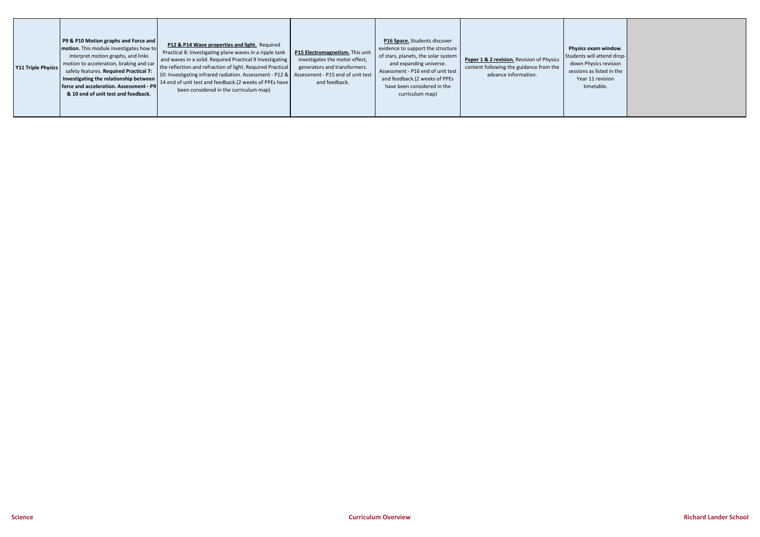| | | | | | | | |
|---|---|---|---|---|---|---|---|
| **Y11 Triple Physics** | **P9 & P10 Motion graphs and Force and motion.** This module investigates how to interpret motion graphs, and links motion to acceleration, braking and car safety features. **Required Practical 7: Investigating the relationship between force and acceleration. Assessment - P9 & 10 end of unit test and feedback.** | **P12 & P14 Wave properties and light.** Required Practical 8: Investigating plane waves in a ripple tank and waves in a solid. Required Practical 9 Investigating the reflection and refraction of light. Required Practical 10: Investigating infrared radiation. Assessment - P12 & 14 end of unit test and feedback.(2 weeks of PPEs have been considered in the curriculum map) | **P15 Electromagnetism.** This unit investigates the motor effect, generators and transformers. Assessment - P15 end of unit test and feedback. | **P16 Space.** Students discover evidence to support the structure of stars, planets, the solar system and expanding universe. Assessment - P16 end of unit test and feedback.(2 weeks of PPEs have been considered in the curriculum map) | **Paper 1 & 2 revision.** Revision of Physics content following the guidance from the advance information. | **Physics exam window**. Students will attend drop-down Physics revision sessions as listed in the Year 11 revision timetable. | |